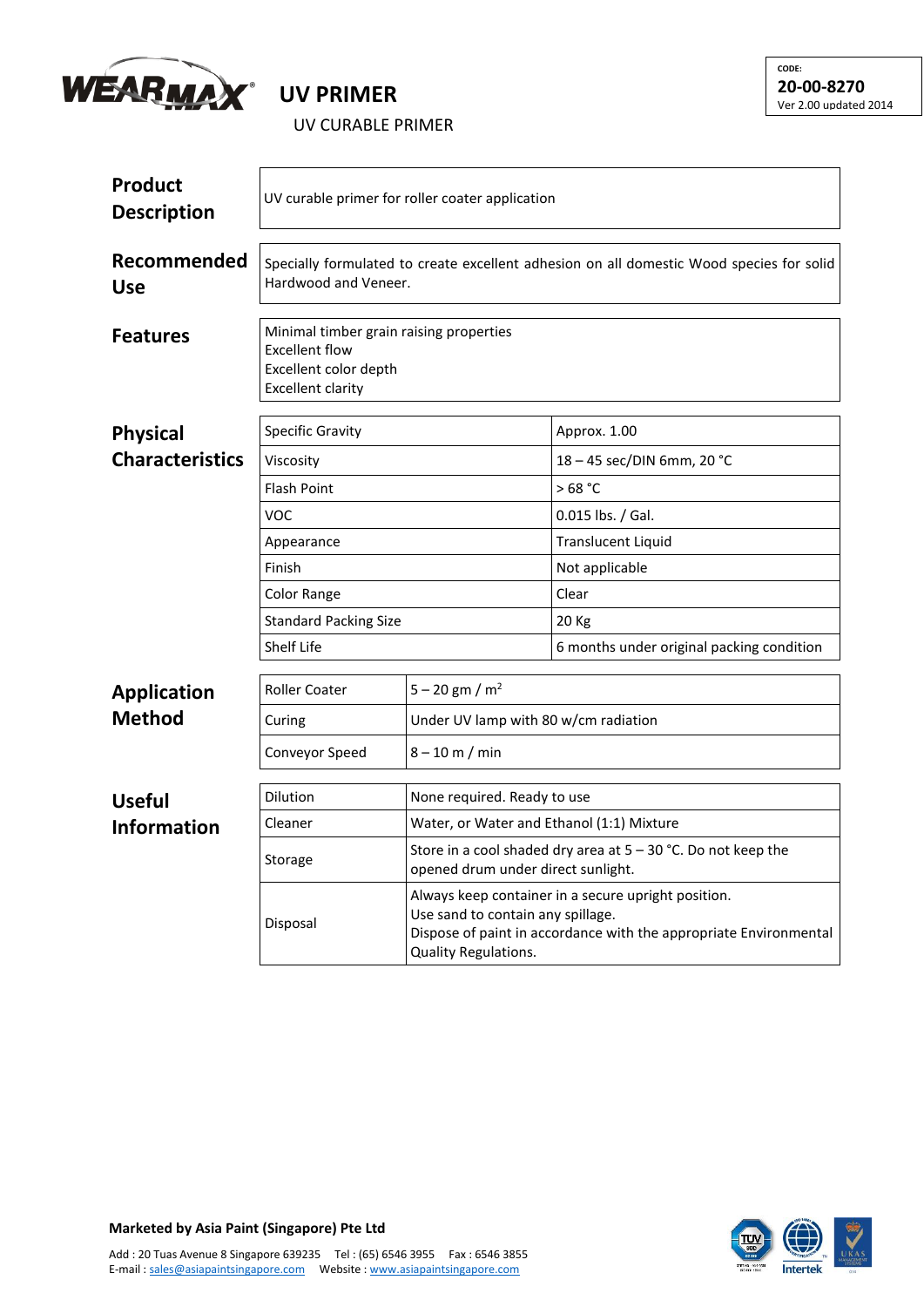WEARMAX®

# UV PRIMER

UV CURABLE PRIMER

CODE:
**20-00-8270**
Ver 2.00 updated 2014

## Product Description

UV curable primer for roller coater application

## Recommended Use

Specially formulated to create excellent adhesion on all domestic Wood species for solid Hardwood and Veneer.

## Features

Minimal timber grain raising properties
Excellent flow
Excellent color depth
Excellent clarity

## Physical Characteristics

| | |
|---|---|
| Specific Gravity | Approx. 1.00 |
| Viscosity | 18 – 45 sec/DIN 6mm, 20 °C |
| Flash Point | > 68 °C |
| VOC | 0.015 lbs. / Gal. |
| Appearance | Translucent Liquid |
| Finish | Not applicable |
| Color Range | Clear |
| Standard Packing Size | 20 Kg |
| Shelf Life | 6 months under original packing condition |

## Application Method

| | |
|---|---|
| Roller Coater | 5 – 20 gm / m$^2$ |
| Curing | Under UV lamp with 80 w/cm radiation |
| Conveyor Speed | 8 – 10 m / min |

## Useful Information

| | |
|---|---|
| Dilution | None required. Ready to use |
| Cleaner | Water, or Water and Ethanol (1:1) Mixture |
| Storage | Store in a cool shaded dry area at 5 – 30 °C. Do not keep the opened drum under direct sunlight. |
| Disposal | Always keep container in a secure upright position.<br>Use sand to contain any spillage.<br>Dispose of paint in accordance with the appropriate Environmental Quality Regulations. |

**Marketed by Asia Paint (Singapore) Pte Ltd**

Add : 20 Tuas Avenue 8 Singapore 639235 Tel : (65) 6546 3955 Fax : 6546 3855
E-mail : sales@asiapaintsingapore.com Website : www.asiapaintsingapore.com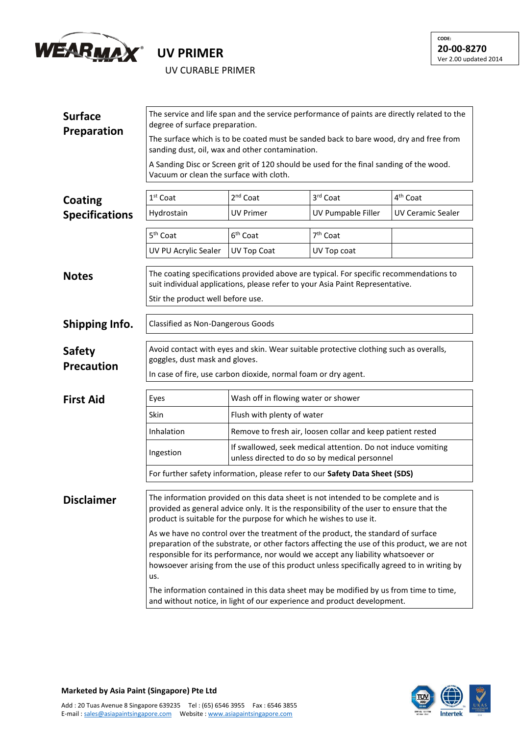WEARMAX®

# UV PRIMER

UV CURABLE PRIMER

CODE:
**20-00-8270**
Ver 2.00 updated 2014

## Surface Preparation

The service and life span and the service performance of paints are directly related to the degree of surface preparation.

The surface which is to be coated must be sanded back to bare wood, dry and free from sanding dust, oil, wax and other contamination.

A Sanding Disc or Screen grit of 120 should be used for the final sanding of the wood. Vacuum or clean the surface with cloth.

## Coating Specifications

| 1st Coat | 2nd Coat | 3rd Coat | 4th Coat |
|---|---|---|---|
| Hydrostain | UV Primer | UV Pumpable Filler | UV Ceramic Sealer |

| 5th Coat | 6th Coat | 7th Coat | |
|---|---|---|---|
| UV PU Acrylic Sealer | UV Top Coat | UV Top coat | |

## Notes

The coating specifications provided above are typical. For specific recommendations to suit individual applications, please refer to your Asia Paint Representative.

Stir the product well before use.

## Shipping Info.

Classified as Non-Dangerous Goods

## Safety Precaution

Avoid contact with eyes and skin. Wear suitable protective clothing such as overalls, goggles, dust mask and gloves.

In case of fire, use carbon dioxide, normal foam or dry agent.

## First Aid

| | |
|---|---|
| Eyes | Wash off in flowing water or shower |
| Skin | Flush with plenty of water |
| Inhalation | Remove to fresh air, loosen collar and keep patient rested |
| Ingestion | If swallowed, seek medical attention. Do not induce vomiting unless directed to do so by medical personnel |

For further safety information, please refer to our **Safety Data Sheet (SDS)**

## Disclaimer

The information provided on this data sheet is not intended to be complete and is provided as general advice only. It is the responsibility of the user to ensure that the product is suitable for the purpose for which he wishes to use it.

As we have no control over the treatment of the product, the standard of surface preparation of the substrate, or other factors affecting the use of this product, we are not responsible for its performance, nor would we accept any liability whatsoever or howsoever arising from the use of this product unless specifically agreed to in writing by us.

The information contained in this data sheet may be modified by us from time to time, and without notice, in light of our experience and product development.

**Marketed by Asia Paint (Singapore) Pte Ltd**

Add : 20 Tuas Avenue 8 Singapore 639235 Tel : (65) 6546 3955 Fax : 6546 3855
E-mail : sales@asiapaintsingapore.com Website : www.asiapaintsingapore.com